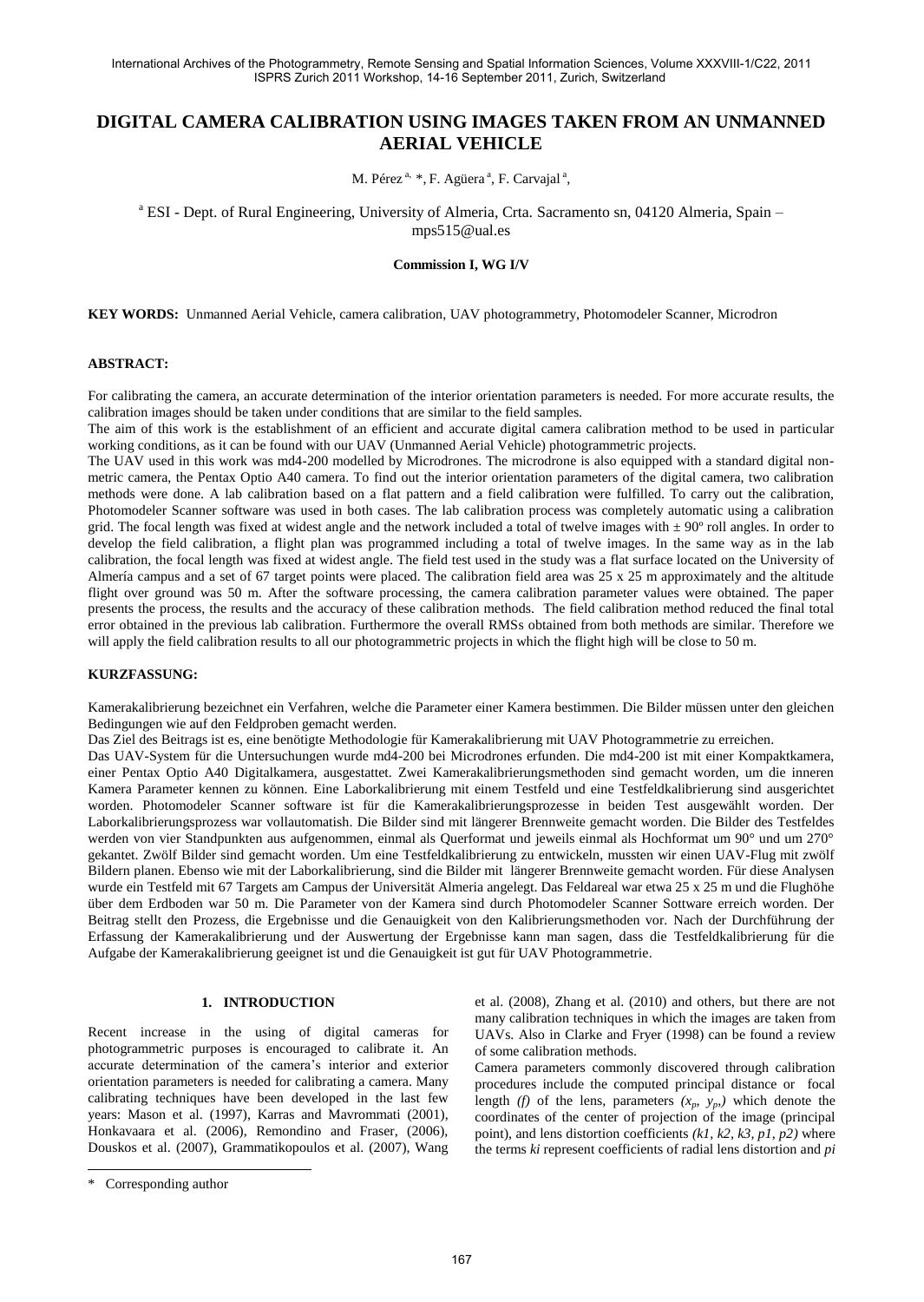# DIGITAL CAMERA CALIBRATION USING IMAGES TAKEN FROM AN UNMANNED AERIAL VEHICLE

M. Pérez [a,] *, F. Agüera [a], F. Carvajal [a],

[a] ESI - Dept. of Rural Engineering, University of Almeria, Crta. Sacramento sn, 04120 Almeria, Spain – mps515@ual.es

**Commission I, WG I/V**

**KEY WORDS:** Unmanned Aerial Vehicle, camera calibration, UAV photogrammetry, Photomodeler Scanner, Microdron

## ABSTRACT:

For calibrating the camera, an accurate determination of the interior orientation parameters is needed. For more accurate results, the calibration images should be taken under conditions that are similar to the field samples.

The aim of this work is the establishment of an efficient and accurate digital camera calibration method to be used in particular working conditions, as it can be found with our UAV (Unmanned Aerial Vehicle) photogrammetric projects.

The UAV used in this work was md4-200 modelled by Microdrones. The microdrone is also equipped with a standard digital non-metric camera, the Pentax Optio A40 camera. To find out the interior orientation parameters of the digital camera, two calibration methods were done. A lab calibration based on a flat pattern and a field calibration were fulfilled. To carry out the calibration, Photomodeler Scanner software was used in both cases. The lab calibration process was completely automatic using a calibration grid. The focal length was fixed at widest angle and the network included a total of twelve images with ± 90º roll angles. In order to develop the field calibration, a flight plan was programmed including a total of twelve images. In the same way as in the lab calibration, the focal length was fixed at widest angle. The field test used in the study was a flat surface located on the University of Almería campus and a set of 67 target points were placed. The calibration field area was 25 x 25 m approximately and the altitude flight over ground was 50 m. After the software processing, the camera calibration parameter values were obtained. The paper presents the process, the results and the accuracy of these calibration methods. The field calibration method reduced the final total error obtained in the previous lab calibration. Furthermore the overall RMSs obtained from both methods are similar. Therefore we will apply the field calibration results to all our photogrammetric projects in which the flight high will be close to 50 m.

## KURZFASSUNG:

Kamerakalibrierung bezeichnet ein Verfahren, welche die Parameter einer Kamera bestimmen. Die Bilder müssen unter den gleichen Bedingungen wie auf den Feldproben gemacht werden.

Das Ziel des Beitrags ist es, eine benötigte Methodologie für Kamerakalibrierung mit UAV Photogrammetrie zu erreichen.

Das UAV-System für die Untersuchungen wurde md4-200 bei Microdrones erfunden. Die md4-200 ist mit einer Kompaktkamera, einer Pentax Optio A40 Digitalkamera, ausgestattet. Zwei Kamerakalibrierungsmethoden sind gemacht worden, um die inneren Kamera Parameter kennen zu können. Eine Laborkalibrierung mit einem Testfeld und eine Testfeldkalibrierung sind ausgerichtet worden. Photomodeler Scanner software ist für die Kamerakalibrierungsprozesse in beiden Test ausgewählt worden. Der Laborkalibrierungsprozess war vollautomatisch. Die Bilder sind mit längerer Brennweite gemacht worden. Die Bilder des Testfeldes werden von vier Standpunkten aus aufgenommen, einmal als Querformat und jeweils einmal als Hochformat um 90° und um 270° gekantet. Zwölf Bilder sind gemacht worden. Um eine Testfeldkalibrierung zu entwickeln, mussten wir einen UAV-Flug mit zwölf Bildern planen. Ebenso wie mit der Laborkalibrierung, sind die Bilder mit längerer Brennweite gemacht worden. Für diese Analysen wurde ein Testfeld mit 67 Targets am Campus der Universität Almeria angelegt. Das Feldareal war etwa 25 x 25 m und die Flughöhe über dem Erdboden war 50 m. Die Parameter von der Kamera sind durch Photomodeler Scanner Sottware erreich worden. Der Beitrag stellt den Prozess, die Ergebnisse und die Genauigkeit von den Kalibrierungsmethoden vor. Nach der Durchführung der Erfassung der Kamerakalibrierung und der Auswertung der Ergebnisse kann man sagen, dass die Testfeldkalibrierung für die Aufgabe der Kamerakalibrierung geeignet ist und die Genauigkeit ist gut für UAV Photogrammetrie.

## 1. INTRODUCTION

Recent increase in the using of digital cameras for photogrammetric purposes is encouraged to calibrate it. An accurate determination of the camera's interior and exterior orientation parameters is needed for calibrating a camera. Many calibrating techniques have been developed in the last few years: Mason et al. (1997), Karras and Mavrommati (2001), Honkavaara et al. (2006), Remondino and Fraser, (2006), Douskos et al. (2007), Grammatikopoulos et al. (2007), Wang et al. (2008), Zhang et al. (2010) and others, but there are not many calibration techniques in which the images are taken from UAVs. Also in Clarke and Fryer (1998) can be found a review of some calibration methods.

Camera parameters commonly discovered through calibration procedures include the computed principal distance or focal length *(f)* of the lens, parameters $(x_p, y_p)$ which denote the coordinates of the center of projection of the image (principal point), and lens distortion coefficients *(k1, k2, k3, p1, p2)* where the terms ***ki*** represent coefficients of radial lens distortion and ***pi***

\* Corresponding author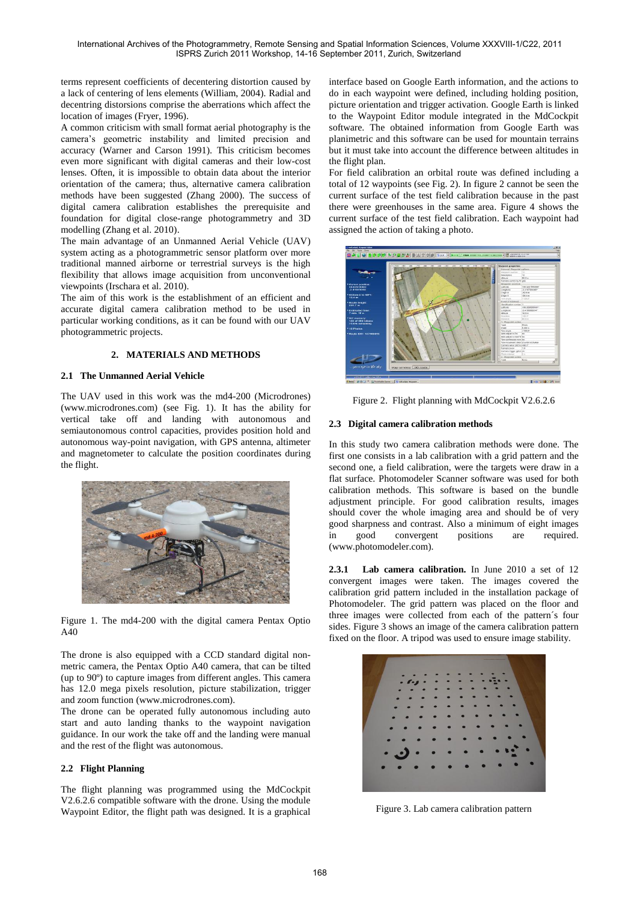terms represent coefficients of decentering distortion caused by a lack of centering of lens elements (William, 2004). Radial and decentring distorsions comprise the aberrations which affect the location of images (Fryer, 1996).

A common criticism with small format aerial photography is the camera's geometric instability and limited precision and accuracy (Warner and Carson 1991). This criticism becomes even more significant with digital cameras and their low-cost lenses. Often, it is impossible to obtain data about the interior orientation of the camera; thus, alternative camera calibration methods have been suggested (Zhang 2000). The success of digital camera calibration establishes the prerequisite and foundation for digital close-range photogrammetry and 3D modelling (Zhang et al. 2010).

The main advantage of an Unmanned Aerial Vehicle (UAV) system acting as a photogrammetric sensor platform over more traditional manned airborne or terrestrial surveys is the high flexibility that allows image acquisition from unconventional viewpoints (Irschara et al. 2010).

The aim of this work is the establishment of an efficient and accurate digital camera calibration method to be used in particular working conditions, as it can be found with our UAV photogrammetric projects.

## 2. MATERIALS AND METHODS

### 2.1 The Unmanned Aerial Vehicle

The UAV used in this work was the md4-200 (Microdrones) (www.microdrones.com) (see Fig. 1). It has the ability for vertical take off and landing with autonomous and semiautonomous control capacities, provides position hold and autonomous way-point navigation, with GPS antenna, altimeter and magnetometer to calculate the position coordinates during the flight.

Figure 1. The md4-200 with the digital camera Pentax Optio A40

The drone is also equipped with a CCD standard digital non-metric camera, the Pentax Optio A40 camera, that can be tilted (up to 90º) to capture images from different angles. This camera has 12.0 mega pixels resolution, picture stabilization, trigger and zoom function (www.microdrones.com).

The drone can be operated fully autonomous including auto start and auto landing thanks to the waypoint navigation guidance. In our work the take off and the landing were manual and the rest of the flight was autonomous.

### 2.2 Flight Planning

The flight planning was programmed using the MdCockpit V2.6.2.6 compatible software with the drone. Using the module Waypoint Editor, the flight path was designed. It is a graphical interface based on Google Earth information, and the actions to do in each waypoint were defined, including holding position, picture orientation and trigger activation. Google Earth is linked to the Waypoint Editor module integrated in the MdCockpit software. The obtained information from Google Earth was planimetric and this software can be used for mountain terrains but it must take into account the difference between altitudes in the flight plan.

For field calibration an orbital route was defined including a total of 12 waypoints (see Fig. 2). In figure 2 cannot be seen the current surface of the test field calibration because in the past there were greenhouses in the same area. Figure 4 shows the current surface of the test field calibration. Each waypoint had assigned the action of taking a photo.

Figure 2. Flight planning with MdCockpit V2.6.2.6

### 2.3 Digital camera calibration methods

In this study two camera calibration methods were done. The first one consists in a lab calibration with a grid pattern and the second one, a field calibration, were the targets were draw in a flat surface. Photomodeler Scanner software was used for both calibration methods. This software is based on the bundle adjustment principle. For good calibration results, images should cover the whole imaging area and should be of very good sharpness and contrast. Also a minimum of eight images in good convergent positions are required. (www.photomodeler.com).

**2.3.1 Lab camera calibration.** In June 2010 a set of 12 convergent images were taken. The images covered the calibration grid pattern included in the installation package of Photomodeler. The grid pattern was placed on the floor and three images were collected from each of the pattern´s four sides. Figure 3 shows an image of the camera calibration pattern fixed on the floor. A tripod was used to ensure image stability.

Figure 3. Lab camera calibration pattern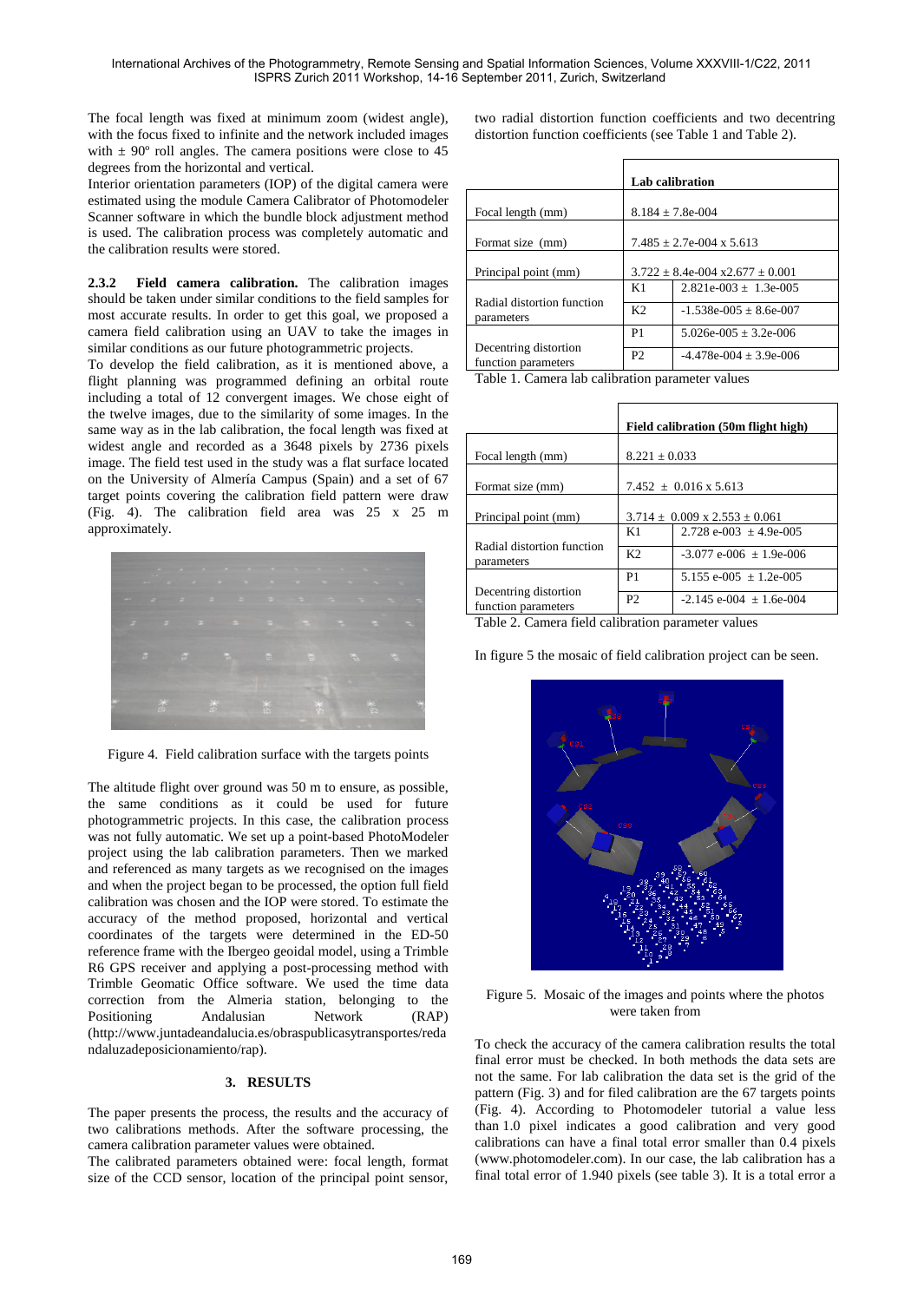The focal length was fixed at minimum zoom (widest angle), with the focus fixed to infinite and the network included images with ± 90º roll angles. The camera positions were close to 45 degrees from the horizontal and vertical.

Interior orientation parameters (IOP) of the digital camera were estimated using the module Camera Calibrator of Photomodeler Scanner software in which the bundle block adjustment method is used. The calibration process was completely automatic and the calibration results were stored.

**2.3.2 Field camera calibration.** The calibration images should be taken under similar conditions to the field samples for most accurate results. In order to get this goal, we proposed a camera field calibration using an UAV to take the images in similar conditions as our future photogrammetric projects.

To develop the field calibration, as it is mentioned above, a flight planning was programmed defining an orbital route including a total of 12 convergent images. We chose eight of the twelve images, due to the similarity of some images. In the same way as in the lab calibration, the focal length was fixed at widest angle and recorded as a 3648 pixels by 2736 pixels image. The field test used in the study was a flat surface located on the University of Almería Campus (Spain) and a set of 67 target points covering the calibration field pattern were draw (Fig. 4). The calibration field area was 25 x 25 m approximately.

Figure 4. Field calibration surface with the targets points

The altitude flight over ground was 50 m to ensure, as possible, the same conditions as it could be used for future photogrammetric projects. In this case, the calibration process was not fully automatic. We set up a point-based PhotoModeler project using the lab calibration parameters. Then we marked and referenced as many targets as we recognised on the images and when the project began to be processed, the option full field calibration was chosen and the IOP were stored. To estimate the accuracy of the method proposed, horizontal and vertical coordinates of the targets were determined in the ED-50 reference frame with the Ibergeo geoidal model, using a Trimble R6 GPS receiver and applying a post-processing method with Trimble Geomatic Office software. We used the time data correction from the Almeria station, belonging to the Positioning Andalusian Network (RAP) (http://www.juntadeandalucia.es/obraspublicasytransportes/redandaluzadeposicionamiento/rap).

## 3. RESULTS

The paper presents the process, the results and the accuracy of two calibrations methods. After the software processing, the camera calibration parameter values were obtained.

The calibrated parameters obtained were: focal length, format size of the CCD sensor, location of the principal point sensor, two radial distortion function coefficients and two decentring distortion function coefficients (see Table 1 and Table 2).

| | | Lab calibration |
|---|---|---|
| Focal length (mm) | | 8.184 ± 7.8e-004 |
| Format size (mm) | | 7.485 ± 2.7e-004 x 5.613 |
| Principal point (mm) | | 3.722 ± 8.4e-004 x2.677 ± 0.001 |
| Radial distortion function parameters | K1 | 2.821e-003 ± 1.3e-005 |
| | K2 | -1.538e-005 ± 8.6e-007 |
| Decentring distortion function parameters | P1 | 5.026e-005 ± 3.2e-006 |
| | P2 | -4.478e-004 ± 3.9e-006 |

Table 1. Camera lab calibration parameter values

| | | Field calibration (50m flight high) |
|---|---|---|
| Focal length (mm) | | 8.221 ± 0.033 |
| Format size (mm) | | 7.452 ± 0.016 x 5.613 |
| Principal point (mm) | | 3.714 ± 0.009 x 2.553 ± 0.061 |
| Radial distortion function parameters | K1 | 2.728 e-003 ± 4.9e-005 |
| | K2 | -3.077 e-006 ± 1.9e-006 |
| Decentring distortion function parameters | P1 | 5.155 e-005 ± 1.2e-005 |
| | P2 | -2.145 e-004 ± 1.6e-004 |

Table 2. Camera field calibration parameter values

In figure 5 the mosaic of field calibration project can be seen.

Figure 5. Mosaic of the images and points where the photos were taken from

To check the accuracy of the camera calibration results the total final error must be checked. In both methods the data sets are not the same. For lab calibration the data set is the grid of the pattern (Fig. 3) and for filed calibration are the 67 targets points (Fig. 4). According to Photomodeler tutorial a value less than 1.0 pixel indicates a good calibration and very good calibrations can have a final total error smaller than 0.4 pixels (www.photomodeler.com). In our case, the lab calibration has a final total error of 1.940 pixels (see table 3). It is a total error a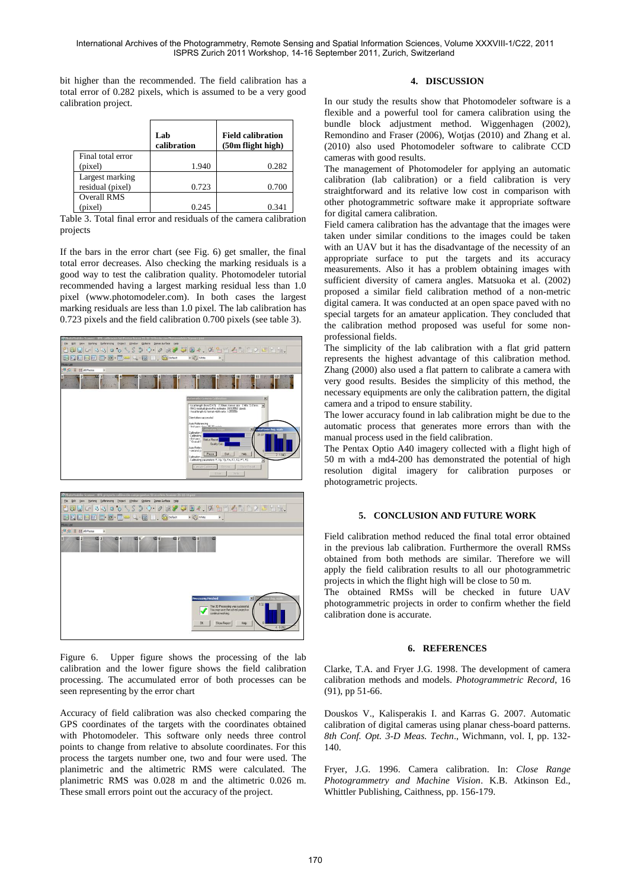bit higher than the recommended. The field calibration has a total error of 0.282 pixels, which is assumed to be a very good calibration project.

| | Lab calibration | Field calibration (50m flight high) |
|---|---|---|
| Final total error (pixel) | 1.940 | 0.282 |
| Largest marking residual (pixel) | 0.723 | 0.700 |
| Overall RMS (pixel) | 0.245 | 0.341 |

Table 3. Total final error and residuals of the camera calibration projects

If the bars in the error chart (see Fig. 6) get smaller, the final total error decreases. Also checking the marking residuals is a good way to test the calibration quality. Photomodeler tutorial recommended having a largest marking residual less than 1.0 pixel (www.photomodeler.com). In both cases the largest marking residuals are less than 1.0 pixel. The lab calibration has 0.723 pixels and the field calibration 0.700 pixels (see table 3).

Figure 6. Upper figure shows the processing of the lab calibration and the lower figure shows the field calibration processing. The accumulated error of both processes can be seen representing by the error chart

Accuracy of field calibration was also checked comparing the GPS coordinates of the targets with the coordinates obtained with Photomodeler. This software only needs three control points to change from relative to absolute coordinates. For this process the targets number one, two and four were used. The planimetric and the altimetric RMS were calculated. The planimetric RMS was 0.028 m and the altimetric 0.026 m. These small errors point out the accuracy of the project.

## 4. DISCUSSION

In our study the results show that Photomodeler software is a flexible and a powerful tool for camera calibration using the bundle block adjustment method. Wiggenhagen (2002), Remondino and Fraser (2006), Wotjas (2010) and Zhang et al. (2010) also used Photomodeler software to calibrate CCD cameras with good results.

The management of Photomodeler for applying an automatic calibration (lab calibration) or a field calibration is very straightforward and its relative low cost in comparison with other photogrammetric software make it appropriate software for digital camera calibration.

Field camera calibration has the advantage that the images were taken under similar conditions to the images could be taken with an UAV but it has the disadvantage of the necessity of an appropriate surface to put the targets and its accuracy measurements. Also it has a problem obtaining images with sufficient diversity of camera angles. Matsuoka et al. (2002) proposed a similar field calibration method of a non-metric digital camera. It was conducted at an open space paved with no special targets for an amateur application. They concluded that the calibration method proposed was useful for some non-professional fields.

The simplicity of the lab calibration with a flat grid pattern represents the highest advantage of this calibration method. Zhang (2000) also used a flat pattern to calibrate a camera with very good results. Besides the simplicity of this method, the necessary equipments are only the calibration pattern, the digital camera and a tripod to ensure stability.

The lower accuracy found in lab calibration might be due to the automatic process that generates more errors than with the manual process used in the field calibration.

The Pentax Optio A40 imagery collected with a flight high of 50 m with a md4-200 has demonstrated the potential of high resolution digital imagery for calibration purposes or photogrametric projects.

## 5. CONCLUSION AND FUTURE WORK

Field calibration method reduced the final total error obtained in the previous lab calibration. Furthermore the overall RMSs obtained from both methods are similar. Therefore we will apply the field calibration results to all our photogrammetric projects in which the flight high will be close to 50 m.

The obtained RMSs will be checked in future UAV photogrammetric projects in order to confirm whether the field calibration done is accurate.

## 6. REFERENCES

Clarke, T.A. and Fryer J.G. 1998. The development of camera calibration methods and models. *Photogrammetric Record*, 16 (91), pp 51-66.

Douskos V., Kalisperakis I. and Karras G. 2007. Automatic calibration of digital cameras using planar chess-board patterns. *8th Conf. Opt. 3-D Meas. Techn*., Wichmann, vol. I, pp. 132-140.

Fryer, J.G. 1996. Camera calibration. In: *Close Range Photogrammetry and Machine Vision*. K.B. Atkinson Ed., Whittler Publishing, Caithness, pp. 156-179.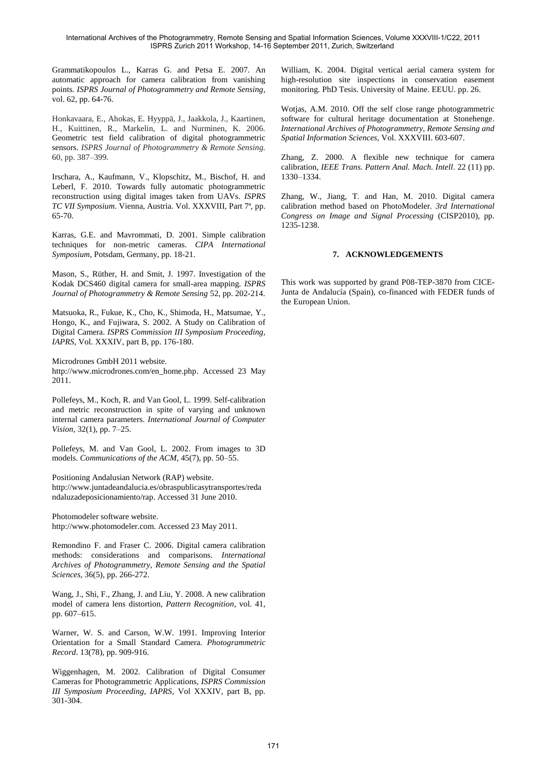Grammatikopoulos L., Karras G. and Petsa E. 2007. An automatic approach for camera calibration from vanishing points. *ISPRS Journal of Photogrammetry and Remote Sensing*, vol. 62, pp. 64-76.

Honkavaara, E., Ahokas, E. Hyyppä, J., Jaakkola, J., Kaartinen, H., Kuittinen, R., Markelin, L. and Nurminen, K. 2006. Geometric test field calibration of digital photogrammetric sensors. *ISPRS Journal of Photogrammetry & Remote Sensing.* 60, pp. 387–399.

Irschara, A., Kaufmann, V., Klopschitz, M., Bischof, H. and Leberl, F. 2010. Towards fully automatic photogrammetric reconstruction using digital images taken from UAVs. *ISPRS TC VII Symposium*. Vienna, Austria. Vol. XXXVIII, Part 7ª, pp. 65-70.

Karras, G.E. and Mavrommati, D. 2001. Simple calibration techniques for non-metric cameras. *CIPA International Symposium*, Potsdam, Germany, pp. 18-21.

Mason, S., Rüther, H. and Smit, J. 1997. Investigation of the Kodak DCS460 digital camera for small-area mapping. *ISPRS Journal of Photogrammetry & Remote Sensing* 52, pp. 202-214.

Matsuoka, R., Fukue, K., Cho, K., Shimoda, H., Matsumae, Y., Hongo, K., and Fujiwara, S. 2002. A Study on Calibration of Digital Camera. *ISPRS Commission III Symposium Proceeding, IAPRS*, Vol. XXXIV, part B, pp. 176-180.

Microdrones GmbH 2011 website.
http://www.microdrones.com/en_home.php. Accessed 23 May 2011.

Pollefeys, M., Koch, R. and Van Gool, L. 1999. Self-calibration and metric reconstruction in spite of varying and unknown internal camera parameters. *International Journal of Computer Vision*, 32(1), pp. 7–25.

Pollefeys, M. and Van Gool, L. 2002. From images to 3D models. *Communications of the ACM*, 45(7), pp. 50–55.

Positioning Andalusian Network (RAP) website.
http://www.juntadeandalucia.es/obraspublicasytransportes/redandaluzadeposicionamiento/rap. Accessed 31 June 2010.

Photomodeler software website.
http://www.photomodeler.com. Accessed 23 May 2011.

Remondino F. and Fraser C. 2006. Digital camera calibration methods: considerations and comparisons. *International Archives of Photogrammetry, Remote Sensing and the Spatial Sciences*, 36(5), pp. 266-272.

Wang, J., Shi, F., Zhang, J. and Liu, Y. 2008. A new calibration model of camera lens distortion, *Pattern Recognition*, vol. 41, pp. 607–615.

Warner, W. S. and Carson, W.W. 1991. Improving Interior Orientation for a Small Standard Camera. *Photogrammetric Record*. 13(78), pp. 909-916.

Wiggenhagen, M. 2002. Calibration of Digital Consumer Cameras for Photogrammetric Applications, *ISPRS Commission III Symposium Proceeding, IAPRS*, Vol XXXIV, part B, pp. 301-304.

William, K. 2004. Digital vertical aerial camera system for high-resolution site inspections in conservation easement monitoring. PhD Tesis. University of Maine. EEUU. pp. 26.

Wotjas, A.M. 2010. Off the self close range photogrammetric software for cultural heritage documentation at Stonehenge. *International Archives of Photogrammetry, Remote Sensing and Spatial Information Sciences,* Vol. XXXVIII. 603-607.

Zhang, Z. 2000. A flexible new technique for camera calibration, *IEEE Trans. Pattern Anal. Mach. Intell*. 22 (11) pp. 1330–1334.

Zhang, W., Jiang, T. and Han, M. 2010. Digital camera calibration method based on PhotoModeler. *3rd International Congress on Image and Signal Processing* (CISP2010), pp. 1235-1238.

## 7. ACKNOWLEDGEMENTS

This work was supported by grand P08-TEP-3870 from CICE-Junta de Andalucía (Spain), co-financed with FEDER funds of the European Union.